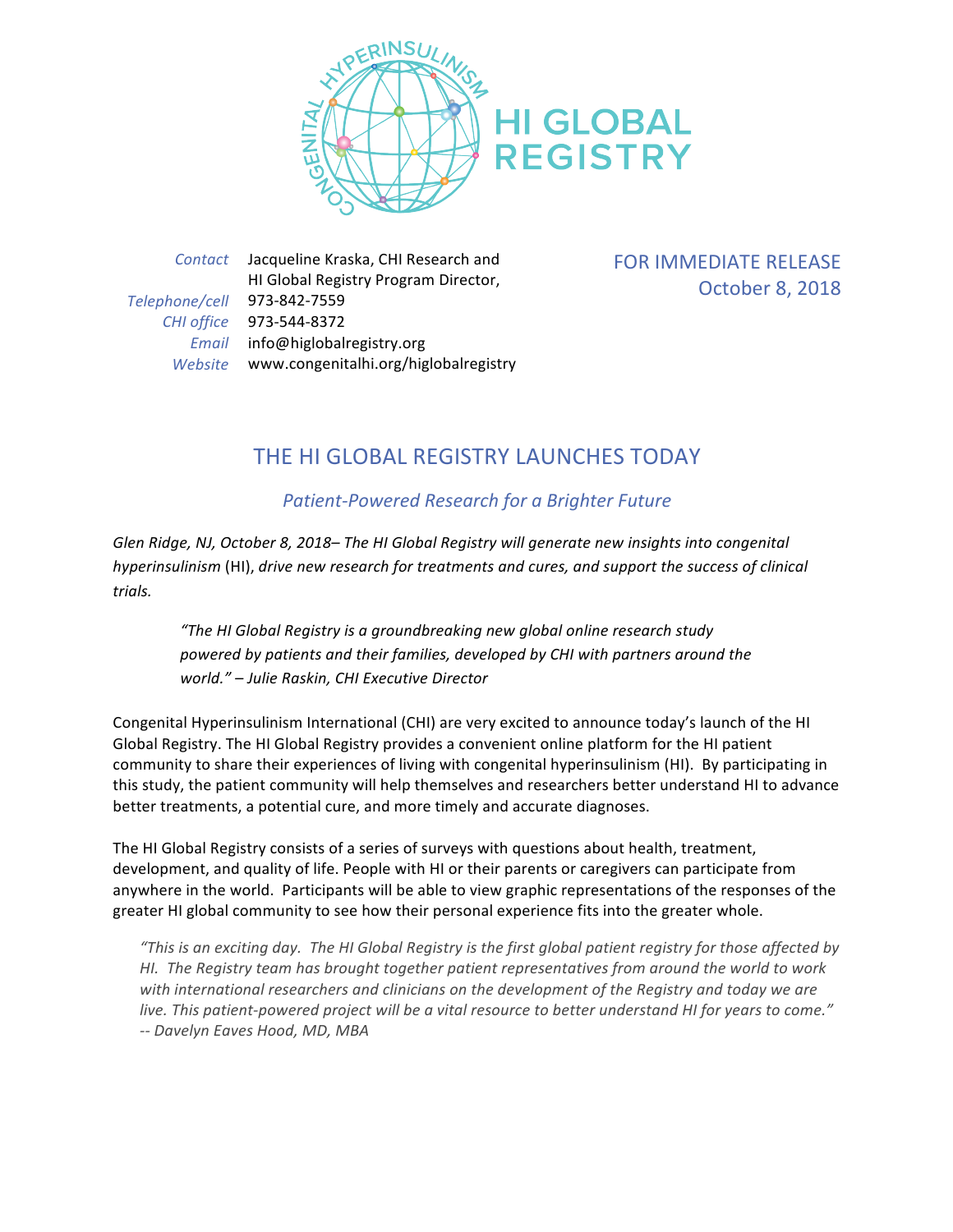HI GLOBAL REGISTRY

*Contact* Jacqueline Kraska, CHI Research and HI Global Registry Program Director,
*Telephone/cell* 973-842-7559
*CHI office* 973-544-8372
*Email* info@higlobalregistry.org
*Website* www.congenitalhi.org/higlobalregistry

FOR IMMEDIATE RELEASE
October 8, 2018

# THE HI GLOBAL REGISTRY LAUNCHES TODAY

*Patient-Powered Research for a Brighter Future*

*Glen Ridge, NJ, October 8, 2018– The HI Global Registry will generate new insights into congenital hyperinsulinism* (HI), *drive new research for treatments and cures, and support the success of clinical trials.*

> *"The HI Global Registry is a groundbreaking new global online research study powered by patients and their families, developed by CHI with partners around the world." – Julie Raskin, CHI Executive Director*

Congenital Hyperinsulinism International (CHI) are very excited to announce today's launch of the HI Global Registry. The HI Global Registry provides a convenient online platform for the HI patient community to share their experiences of living with congenital hyperinsulinism (HI). By participating in this study, the patient community will help themselves and researchers better understand HI to advance better treatments, a potential cure, and more timely and accurate diagnoses.

The HI Global Registry consists of a series of surveys with questions about health, treatment, development, and quality of life. People with HI or their parents or caregivers can participate from anywhere in the world. Participants will be able to view graphic representations of the responses of the greater HI global community to see how their personal experience fits into the greater whole.

> *"This is an exciting day. The HI Global Registry is the first global patient registry for those affected by HI. The Registry team has brought together patient representatives from around the world to work with international researchers and clinicians on the development of the Registry and today we are live. This patient-powered project will be a vital resource to better understand HI for years to come."*
> *-- Davelyn Eaves Hood, MD, MBA*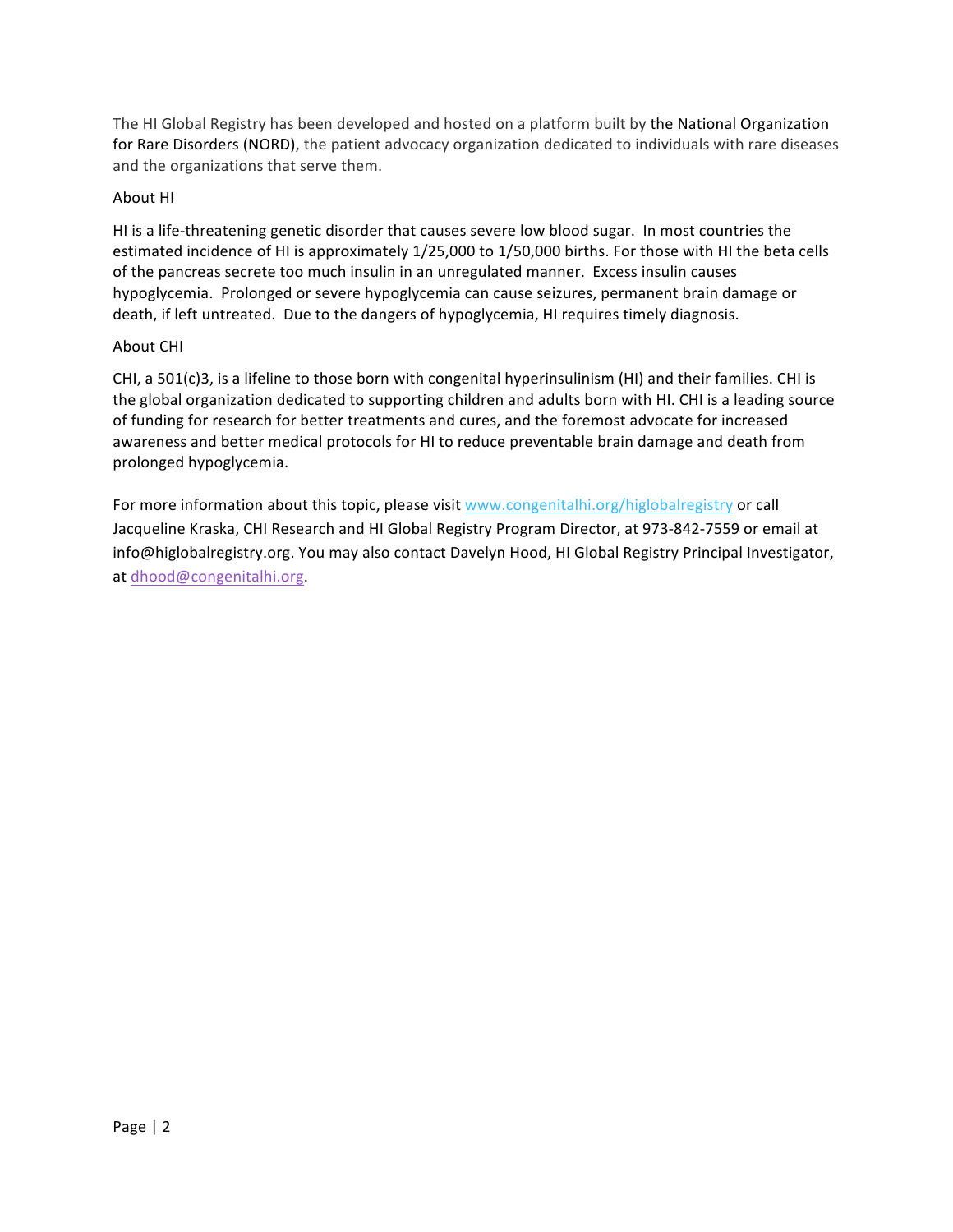The HI Global Registry has been developed and hosted on a platform built by the National Organization for Rare Disorders (NORD), the patient advocacy organization dedicated to individuals with rare diseases and the organizations that serve them.

## About HI

HI is a life-threatening genetic disorder that causes severe low blood sugar. In most countries the estimated incidence of HI is approximately 1/25,000 to 1/50,000 births. For those with HI the beta cells of the pancreas secrete too much insulin in an unregulated manner. Excess insulin causes hypoglycemia. Prolonged or severe hypoglycemia can cause seizures, permanent brain damage or death, if left untreated. Due to the dangers of hypoglycemia, HI requires timely diagnosis.

## About CHI

CHI, a 501(c)3, is a lifeline to those born with congenital hyperinsulinism (HI) and their families. CHI is the global organization dedicated to supporting children and adults born with HI. CHI is a leading source of funding for research for better treatments and cures, and the foremost advocate for increased awareness and better medical protocols for HI to reduce preventable brain damage and death from prolonged hypoglycemia.

For more information about this topic, please visit [www.congenitalhi.org/higlobalregistry](http://www.congenitalhi.org/higlobalregistry) or call Jacqueline Kraska, CHI Research and HI Global Registry Program Director, at 973-842-7559 or email at info@higlobalregistry.org. You may also contact Davelyn Hood, HI Global Registry Principal Investigator, at [dhood@congenitalhi.org](mailto:dhood@congenitalhi.org).